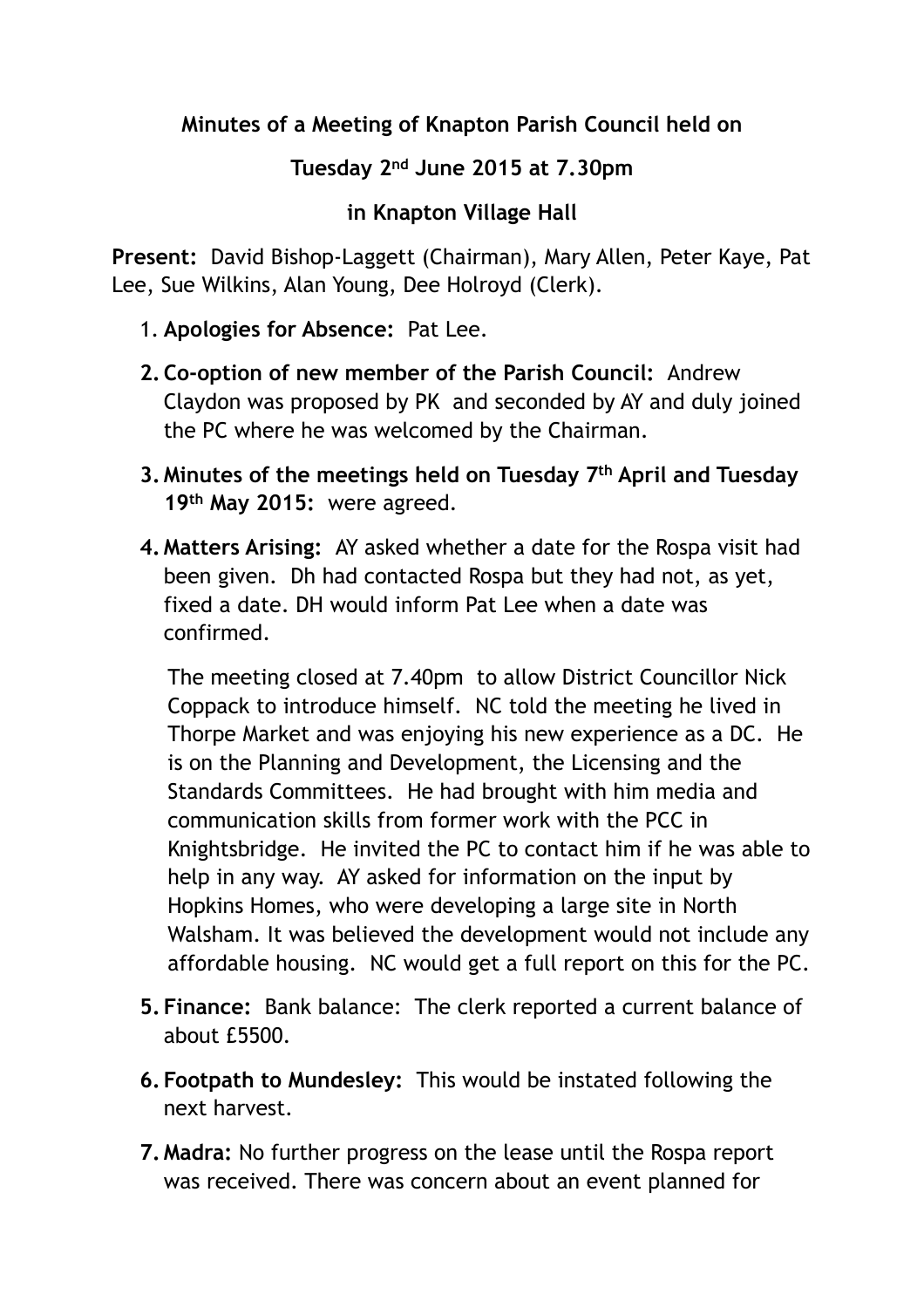**Minutes of a Meeting of Knapton Parish Council held on**

**Tuesday 2nd June 2015 at 7.30pm**

**in Knapton Village Hall**

**Present:** David Bishop-Laggett (Chairman), Mary Allen, Peter Kaye, Pat Lee, Sue Wilkins, Alan Young, Dee Holroyd (Clerk).

1. **Apologies for Absence:** Pat Lee.
2. **Co-option of new member of the Parish Council:** Andrew Claydon was proposed by PK and seconded by AY and duly joined the PC where he was welcomed by the Chairman.
3. **Minutes of the meetings held on Tuesday 7th April and Tuesday 19th May 2015:** were agreed.
4. **Matters Arising:** AY asked whether a date for the Rospa visit had been given. Dh had contacted Rospa but they had not, as yet, fixed a date. DH would inform Pat Lee when a date was confirmed.

   The meeting closed at 7.40pm to allow District Councillor Nick Coppack to introduce himself. NC told the meeting he lived in Thorpe Market and was enjoying his new experience as a DC. He is on the Planning and Development, the Licensing and the Standards Committees. He had brought with him media and communication skills from former work with the PCC in Knightsbridge. He invited the PC to contact him if he was able to help in any way. AY asked for information on the input by Hopkins Homes, who were developing a large site in North Walsham. It was believed the development would not include any affordable housing. NC would get a full report on this for the PC.

5. **Finance:** Bank balance: The clerk reported a current balance of about £5500.
6. **Footpath to Mundesley:** This would be instated following the next harvest.
7. **Madra:** No further progress on the lease until the Rospa report was received. There was concern about an event planned for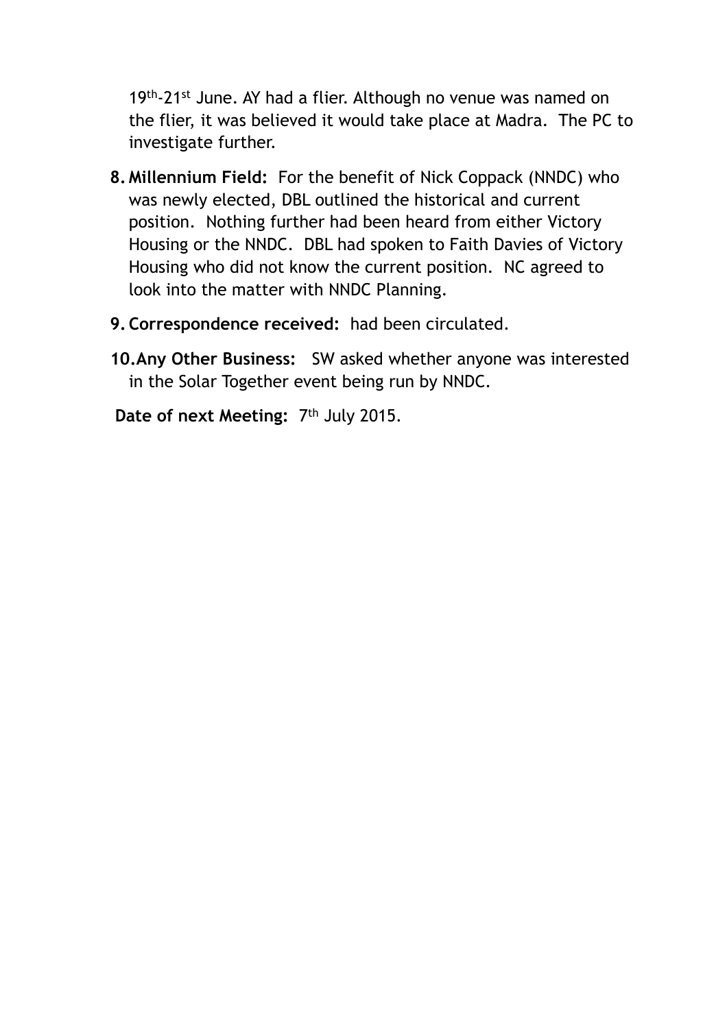19th-21st June. AY had a flier. Although no venue was named on the flier, it was believed it would take place at Madra. The PC to investigate further.

8. **Millennium Field:** For the benefit of Nick Coppack (NNDC) who was newly elected, DBL outlined the historical and current position. Nothing further had been heard from either Victory Housing or the NNDC. DBL had spoken to Faith Davies of Victory Housing who did not know the current position. NC agreed to look into the matter with NNDC Planning.
9. **Correspondence received:** had been circulated.
10. **Any Other Business:** SW asked whether anyone was interested in the Solar Together event being run by NNDC.

**Date of next Meeting:** 7th July 2015.